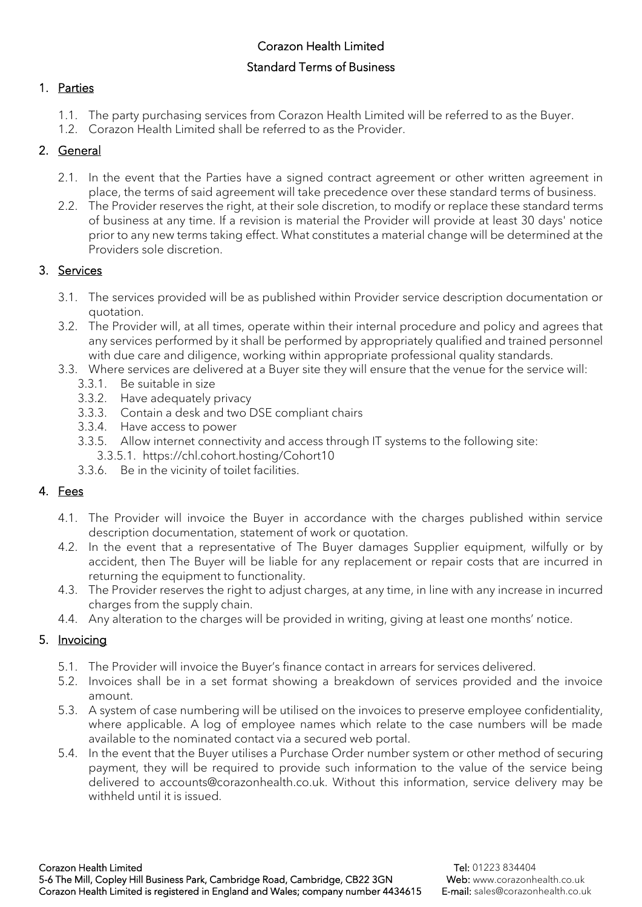# Corazon Health Limited

## Standard Terms of Business

1. **Parties**
    1.1. The party purchasing services from Corazon Health Limited will be referred to as the Buyer.
    1.2. Corazon Health Limited shall be referred to as the Provider.

2. **General**
    2.1. In the event that the Parties have a signed contract agreement or other written agreement in place, the terms of said agreement will take precedence over these standard terms of business.
    2.2. The Provider reserves the right, at their sole discretion, to modify or replace these standard terms of business at any time. If a revision is material the Provider will provide at least 30 days' notice prior to any new terms taking effect. What constitutes a material change will be determined at the Providers sole discretion.

3. **Services**
    3.1. The services provided will be as published within Provider service description documentation or quotation.
    3.2. The Provider will, at all times, operate within their internal procedure and policy and agrees that any services performed by it shall be performed by appropriately qualified and trained personnel with due care and diligence, working within appropriate professional quality standards.
    3.3. Where services are delivered at a Buyer site they will ensure that the venue for the service will:
        3.3.1. Be suitable in size
        3.3.2. Have adequately privacy
        3.3.3. Contain a desk and two DSE compliant chairs
        3.3.4. Have access to power
        3.3.5. Allow internet connectivity and access through IT systems to the following site:
            3.3.5.1. https://chl.cohort.hosting/Cohort10
        3.3.6. Be in the vicinity of toilet facilities.

4. **Fees**
    4.1. The Provider will invoice the Buyer in accordance with the charges published within service description documentation, statement of work or quotation.
    4.2. In the event that a representative of The Buyer damages Supplier equipment, wilfully or by accident, then The Buyer will be liable for any replacement or repair costs that are incurred in returning the equipment to functionality.
    4.3. The Provider reserves the right to adjust charges, at any time, in line with any increase in incurred charges from the supply chain.
    4.4. Any alteration to the charges will be provided in writing, giving at least one months' notice.

5. **Invoicing**
    5.1. The Provider will invoice the Buyer's finance contact in arrears for services delivered.
    5.2. Invoices shall be in a set format showing a breakdown of services provided and the invoice amount.
    5.3. A system of case numbering will be utilised on the invoices to preserve employee confidentiality, where applicable. A log of employee names which relate to the case numbers will be made available to the nominated contact via a secured web portal.
    5.4. In the event that the Buyer utilises a Purchase Order number system or other method of securing payment, they will be required to provide such information to the value of the service being delivered to accounts@corazonhealth.co.uk. Without this information, service delivery may be withheld until it is issued.

Corazon Health Limited
5-6 The Mill, Copley Hill Business Park, Cambridge Road, Cambridge, CB22 3GN
Corazon Health Limited is registered in England and Wales; company number 4434615

**Tel:** 01223 834404
**Web:** www.corazonhealth.co.uk
**E-mail:** sales@corazonhealth.co.uk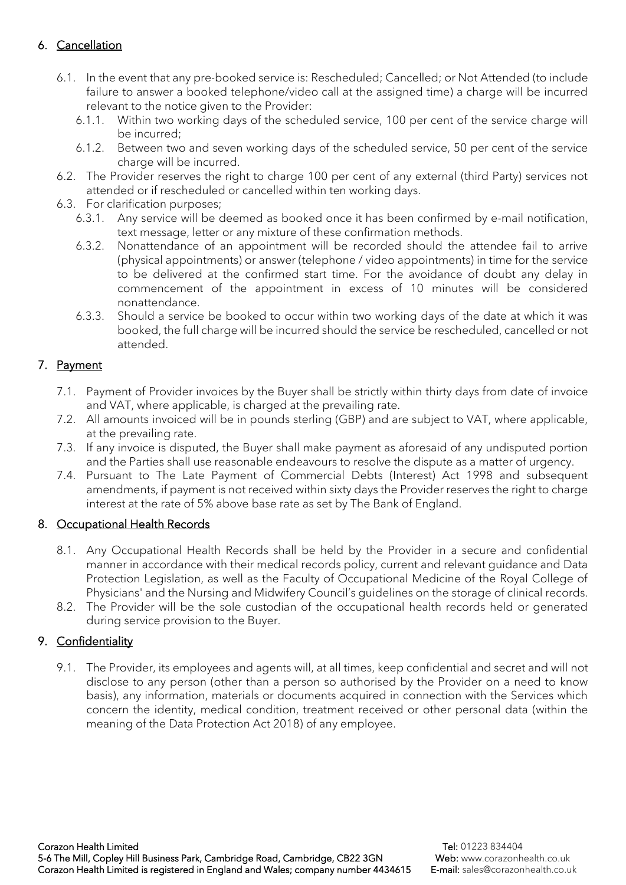## 6. Cancellation

6.1. In the event that any pre-booked service is: Rescheduled; Cancelled; or Not Attended (to include failure to answer a booked telephone/video call at the assigned time) a charge will be incurred relevant to the notice given to the Provider:

6.1.1. Within two working days of the scheduled service, 100 per cent of the service charge will be incurred;

6.1.2. Between two and seven working days of the scheduled service, 50 per cent of the service charge will be incurred.

6.2. The Provider reserves the right to charge 100 per cent of any external (third Party) services not attended or if rescheduled or cancelled within ten working days.

6.3. For clarification purposes;

6.3.1. Any service will be deemed as booked once it has been confirmed by e-mail notification, text message, letter or any mixture of these confirmation methods.

6.3.2. Nonattendance of an appointment will be recorded should the attendee fail to arrive (physical appointments) or answer (telephone / video appointments) in time for the service to be delivered at the confirmed start time. For the avoidance of doubt any delay in commencement of the appointment in excess of 10 minutes will be considered nonattendance.

6.3.3. Should a service be booked to occur within two working days of the date at which it was booked, the full charge will be incurred should the service be rescheduled, cancelled or not attended.

## 7. Payment

7.1. Payment of Provider invoices by the Buyer shall be strictly within thirty days from date of invoice and VAT, where applicable, is charged at the prevailing rate.

7.2. All amounts invoiced will be in pounds sterling (GBP) and are subject to VAT, where applicable, at the prevailing rate.

7.3. If any invoice is disputed, the Buyer shall make payment as aforesaid of any undisputed portion and the Parties shall use reasonable endeavours to resolve the dispute as a matter of urgency.

7.4. Pursuant to The Late Payment of Commercial Debts (Interest) Act 1998 and subsequent amendments, if payment is not received within sixty days the Provider reserves the right to charge interest at the rate of 5% above base rate as set by The Bank of England.

## 8. Occupational Health Records

8.1. Any Occupational Health Records shall be held by the Provider in a secure and confidential manner in accordance with their medical records policy, current and relevant guidance and Data Protection Legislation, as well as the Faculty of Occupational Medicine of the Royal College of Physicians' and the Nursing and Midwifery Council's guidelines on the storage of clinical records.

8.2. The Provider will be the sole custodian of the occupational health records held or generated during service provision to the Buyer.

## 9. Confidentiality

9.1. The Provider, its employees and agents will, at all times, keep confidential and secret and will not disclose to any person (other than a person so authorised by the Provider on a need to know basis), any information, materials or documents acquired in connection with the Services which concern the identity, medical condition, treatment received or other personal data (within the meaning of the Data Protection Act 2018) of any employee.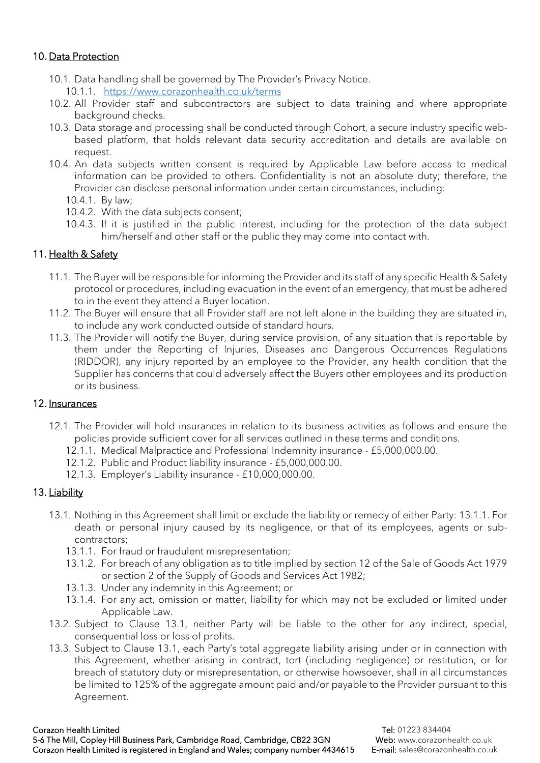## 10. Data Protection

- 10.1. Data handling shall be governed by The Provider's Privacy Notice.
  - 10.1.1. https://www.corazonhealth.co.uk/terms
- 10.2. All Provider staff and subcontractors are subject to data training and where appropriate background checks.
- 10.3. Data storage and processing shall be conducted through Cohort, a secure industry specific web-based platform, that holds relevant data security accreditation and details are available on request.
- 10.4. An data subjects written consent is required by Applicable Law before access to medical information can be provided to others. Confidentiality is not an absolute duty; therefore, the Provider can disclose personal information under certain circumstances, including:
  - 10.4.1. By law;
  - 10.4.2. With the data subjects consent;
  - 10.4.3. If it is justified in the public interest, including for the protection of the data subject him/herself and other staff or the public they may come into contact with.

## 11. Health & Safety

- 11.1. The Buyer will be responsible for informing the Provider and its staff of any specific Health & Safety protocol or procedures, including evacuation in the event of an emergency, that must be adhered to in the event they attend a Buyer location.
- 11.2. The Buyer will ensure that all Provider staff are not left alone in the building they are situated in, to include any work conducted outside of standard hours.
- 11.3. The Provider will notify the Buyer, during service provision, of any situation that is reportable by them under the Reporting of Injuries, Diseases and Dangerous Occurrences Regulations (RIDDOR), any injury reported by an employee to the Provider, any health condition that the Supplier has concerns that could adversely affect the Buyers other employees and its production or its business.

## 12. Insurances

- 12.1. The Provider will hold insurances in relation to its business activities as follows and ensure the policies provide sufficient cover for all services outlined in these terms and conditions.
  - 12.1.1. Medical Malpractice and Professional Indemnity insurance - £5,000,000.00.
  - 12.1.2. Public and Product liability insurance - £5,000,000.00.
  - 12.1.3. Employer's Liability insurance - £10,000,000.00.

## 13. Liability

- 13.1. Nothing in this Agreement shall limit or exclude the liability or remedy of either Party: 13.1.1. For death or personal injury caused by its negligence, or that of its employees, agents or sub-contractors;
  - 13.1.1. For fraud or fraudulent misrepresentation;
  - 13.1.2. For breach of any obligation as to title implied by section 12 of the Sale of Goods Act 1979 or section 2 of the Supply of Goods and Services Act 1982;
  - 13.1.3. Under any indemnity in this Agreement; or
  - 13.1.4. For any act, omission or matter, liability for which may not be excluded or limited under Applicable Law.
- 13.2. Subject to Clause 13.1, neither Party will be liable to the other for any indirect, special, consequential loss or loss of profits.
- 13.3. Subject to Clause 13.1, each Party's total aggregate liability arising under or in connection with this Agreement, whether arising in contract, tort (including negligence) or restitution, or for breach of statutory duty or misrepresentation, or otherwise howsoever, shall in all circumstances be limited to 125% of the aggregate amount paid and/or payable to the Provider pursuant to this Agreement.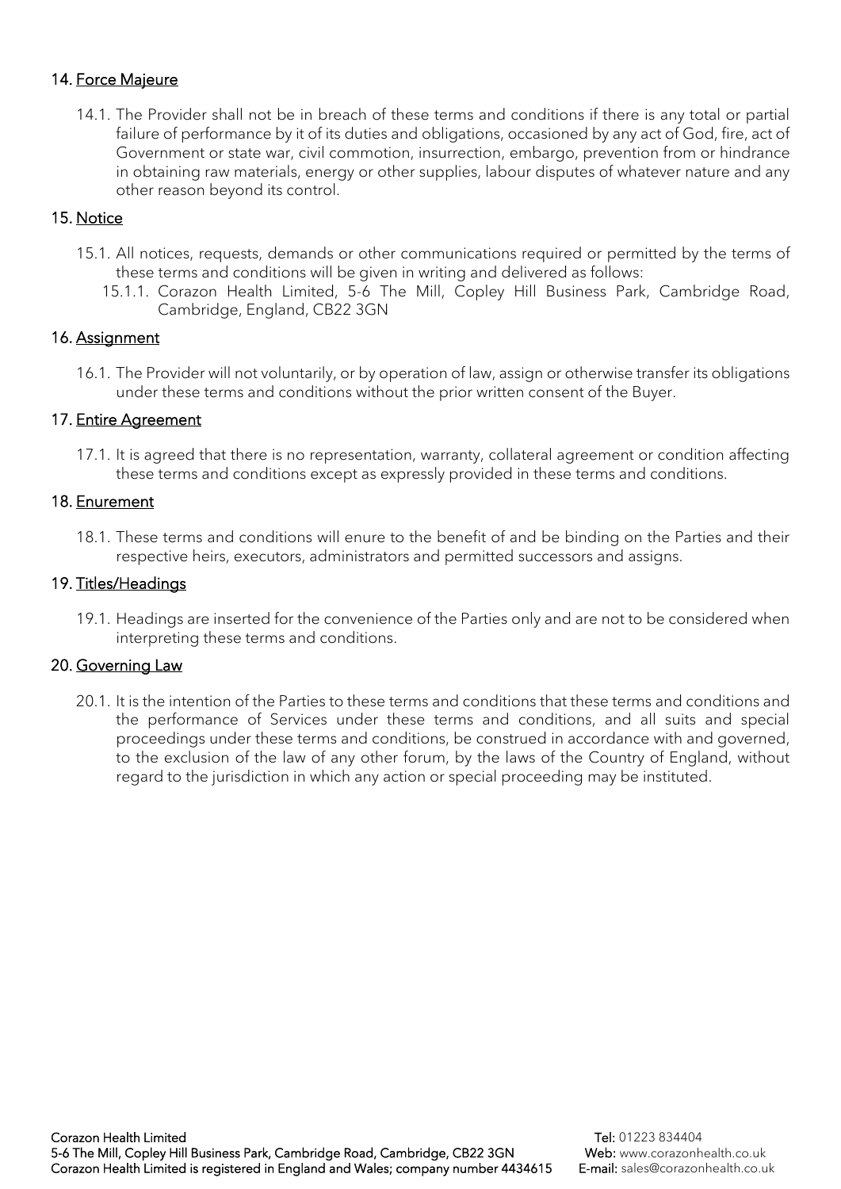## 14. Force Majeure

14.1. The Provider shall not be in breach of these terms and conditions if there is any total or partial failure of performance by it of its duties and obligations, occasioned by any act of God, fire, act of Government or state war, civil commotion, insurrection, embargo, prevention from or hindrance in obtaining raw materials, energy or other supplies, labour disputes of whatever nature and any other reason beyond its control.

## 15. Notice

15.1. All notices, requests, demands or other communications required or permitted by the terms of these terms and conditions will be given in writing and delivered as follows:

15.1.1. Corazon Health Limited, 5-6 The Mill, Copley Hill Business Park, Cambridge Road, Cambridge, England, CB22 3GN

## 16. Assignment

16.1. The Provider will not voluntarily, or by operation of law, assign or otherwise transfer its obligations under these terms and conditions without the prior written consent of the Buyer.

## 17. Entire Agreement

17.1. It is agreed that there is no representation, warranty, collateral agreement or condition affecting these terms and conditions except as expressly provided in these terms and conditions.

## 18. Enurement

18.1. These terms and conditions will enure to the benefit of and be binding on the Parties and their respective heirs, executors, administrators and permitted successors and assigns.

## 19. Titles/Headings

19.1. Headings are inserted for the convenience of the Parties only and are not to be considered when interpreting these terms and conditions.

## 20. Governing Law

20.1. It is the intention of the Parties to these terms and conditions that these terms and conditions and the performance of Services under these terms and conditions, and all suits and special proceedings under these terms and conditions, be construed in accordance with and governed, to the exclusion of the law of any other forum, by the laws of the Country of England, without regard to the jurisdiction in which any action or special proceeding may be instituted.